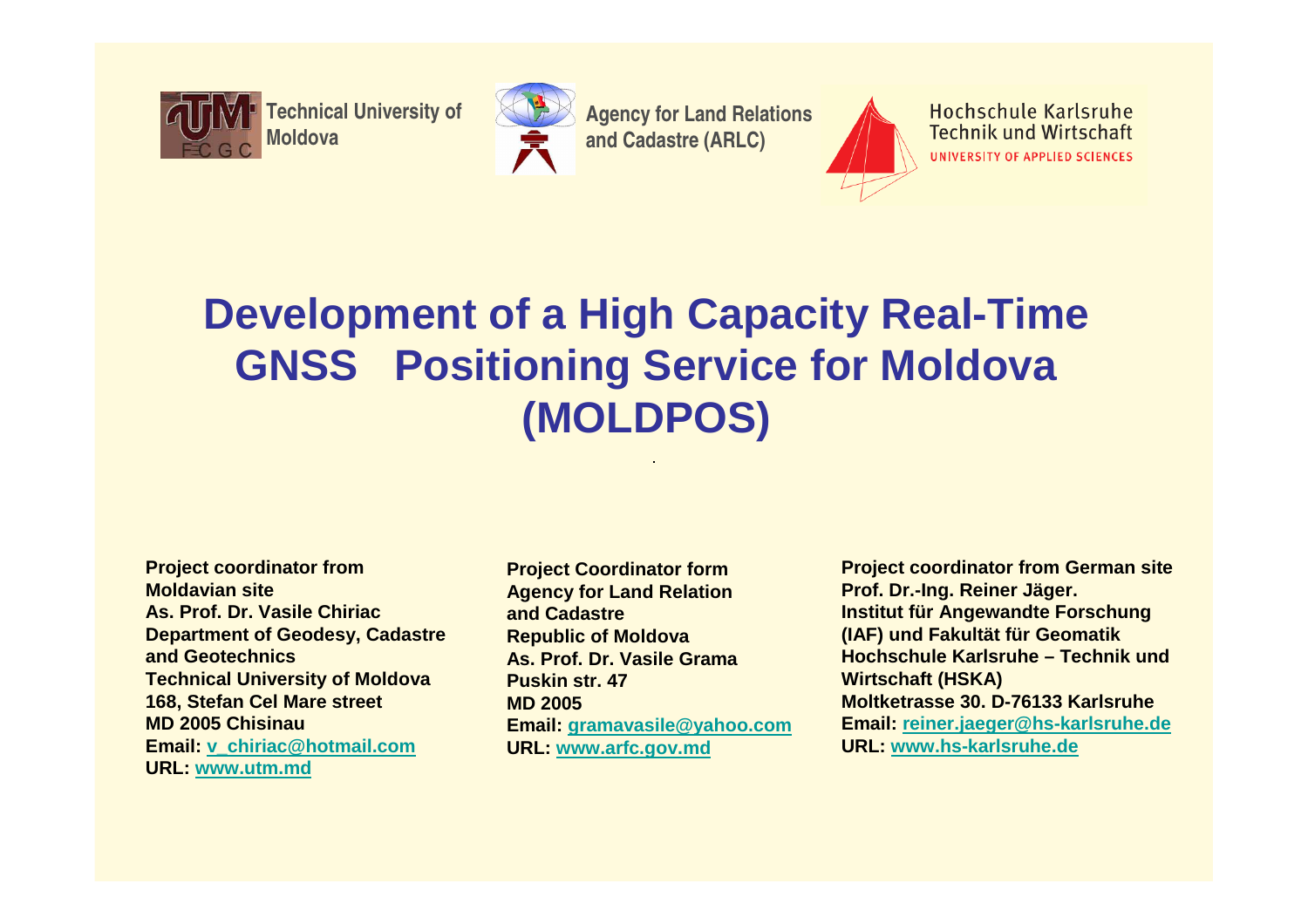Technical University of Moldova

Agency for Land Relations and Cadastre (ARLC)

Hochschule Karlsruhe Technik und Wirtschaft
UNIVERSITY OF APPLIED SCIENCES

# Development of a High Capacity Real-Time GNSS Positioning Service for Moldova (MOLDPOS)

**Project coordinator from Moldavian site**
**As. Prof. Dr. Vasile Chiriac**
**Department of Geodesy, Cadastre and Geotechnics**
**Technical University of Moldova**
**168, Stefan Cel Mare street**
**MD 2005 Chisinau**
**Email: v_chiriac@hotmail.com**
**URL: www.utm.md**

**Project Coordinator form Agency for Land Relation and Cadastre**
**Republic of Moldova**
**As. Prof. Dr. Vasile Grama**
**Puskin str. 47**
**MD 2005**
**Email: gramavasile@yahoo.com**
**URL: www.arfc.gov.md**

**Project coordinator from German site**
**Prof. Dr.-Ing. Reiner Jäger.**
**Institut für Angewandte Forschung (IAF) und Fakultät für Geomatik**
**Hochschule Karlsruhe – Technik und Wirtschaft (HSKA)**
**Moltketrasse 30. D-76133 Karlsruhe**
**Email: reiner.jaeger@hs-karlsruhe.de**
**URL: www.hs-karlsruhe.de**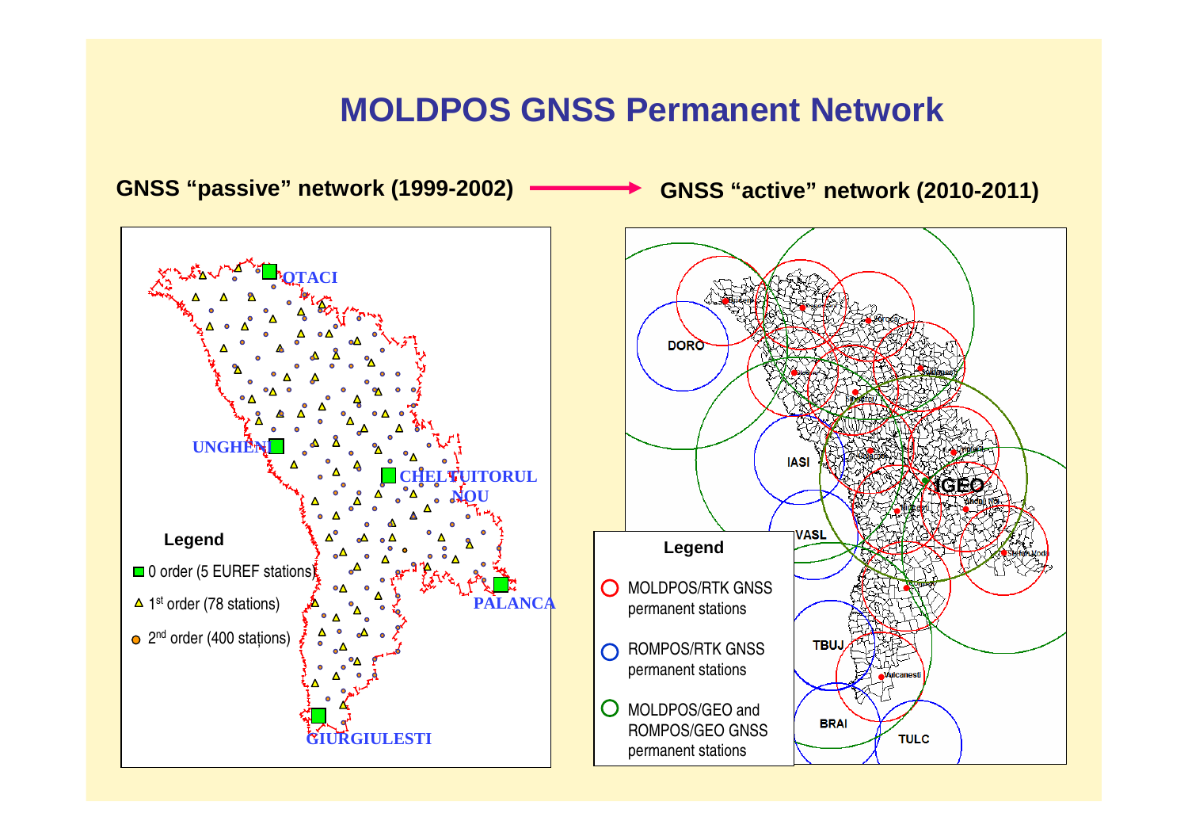# MOLDPOS GNSS Permanent Network

**GNSS "passive" network (1999-2002)** → **GNSS "active" network (2010-2011)**

OTACI

UNGHENI

CHELTUITORUL NOU

PALANCA

GIURGIULESTI

**Legend**

- 0 order (5 EUREF stations)
- 1st order (78 stations)
- 2nd order (400 stations)

DORO

IASI

VASL

TBUJ

BRAI

TULC

IGEO

**Legend**

- MOLDPOS/RTK GNSS permanent stations
- ROMPOS/RTK GNSS permanent stations
- MOLDPOS/GEO and ROMPOS/GEO GNSS permanent stations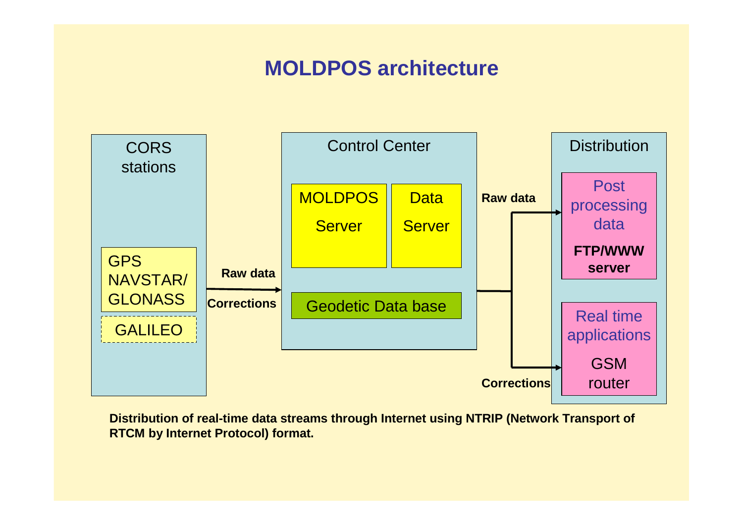# MOLDPOS architecture

**CORS stations**

- GPS NAVSTAR/ GLONASS
- GALILEO

**Raw data / Corrections** →

**Control Center**

- MOLDPOS Server
- Data Server
- Geodetic Data base

→ **Raw data** / **Corrections** →

**Distribution**

- Post processing data — **FTP/WWW server**
- Real time applications — GSM router

**Distribution of real-time data streams through Internet using NTRIP (Network Transport of RTCM by Internet Protocol) format.**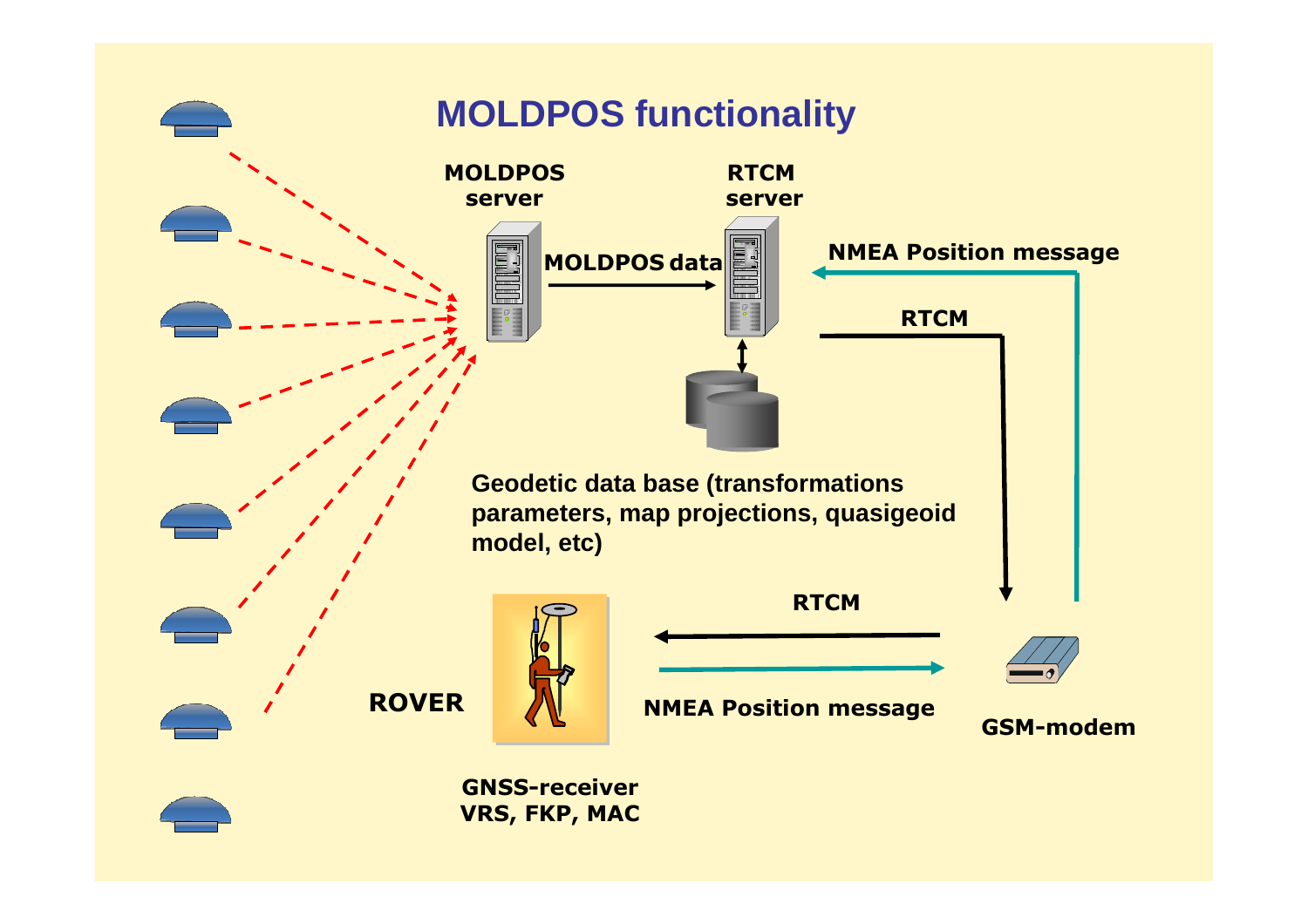# MOLDPOS functionality

**MOLDPOS server**

**MOLDPOS data**

**RTCM server**

**NMEA Position message**

**RTCM**

**Geodetic data base (transformations parameters, map projections, quasigeoid model, etc)**

**RTCM**

**ROVER**

**NMEA Position message**

**GSM-modem**

**GNSS-receiver**
**VRS, FKP, MAC**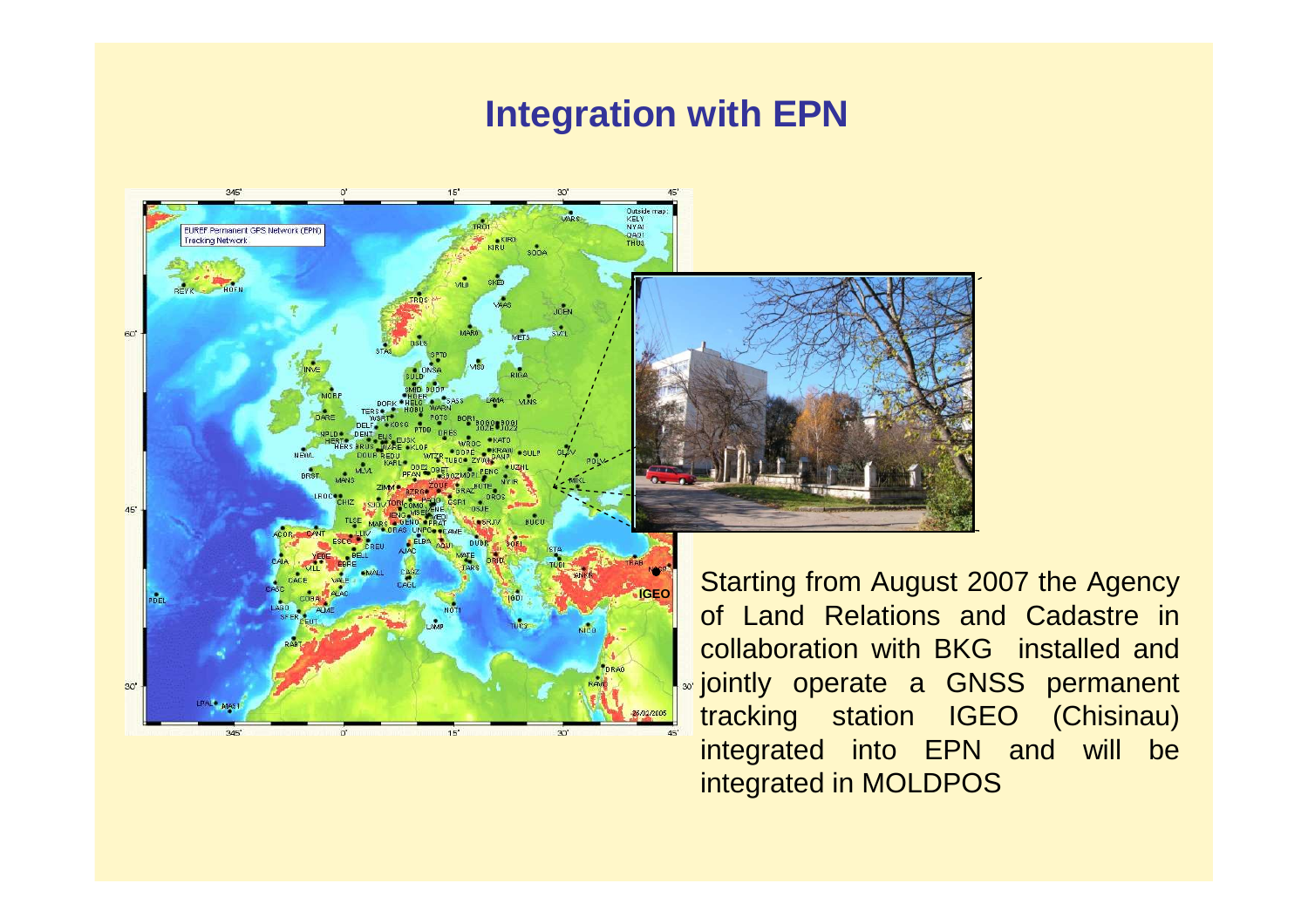# Integration with EPN

Starting from August 2007 the Agency of Land Relations and Cadastre in collaboration with BKG installed and jointly operate a GNSS permanent tracking station IGEO (Chisinau) integrated into EPN and will be integrated in MOLDPOS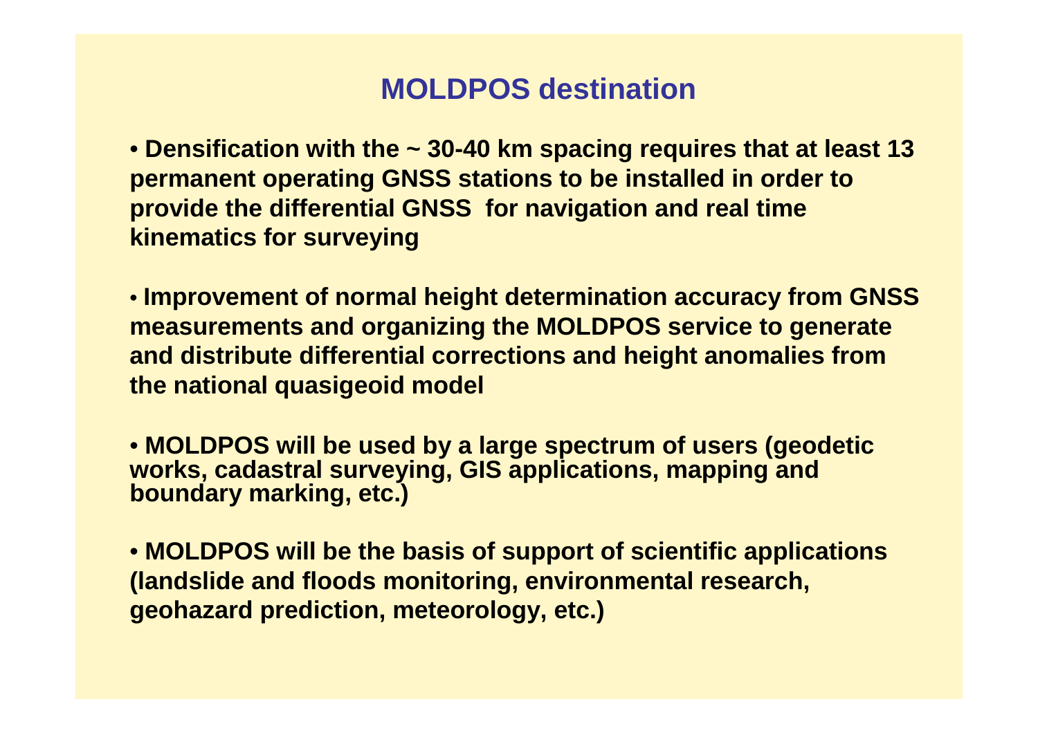# MOLDPOS destination

- **Densification with the ~ 30-40 km spacing requires that at least 13 permanent operating GNSS stations to be installed in order to provide the differential GNSS for navigation and real time kinematics for surveying**

- **Improvement of normal height determination accuracy from GNSS measurements and organizing the MOLDPOS service to generate and distribute differential corrections and height anomalies from the national quasigeoid model**

- **MOLDPOS will be used by a large spectrum of users (geodetic works, cadastral surveying, GIS applications, mapping and boundary marking, etc.)**

- **MOLDPOS will be the basis of support of scientific applications (landslide and floods monitoring, environmental research, geohazard prediction, meteorology, etc.)**